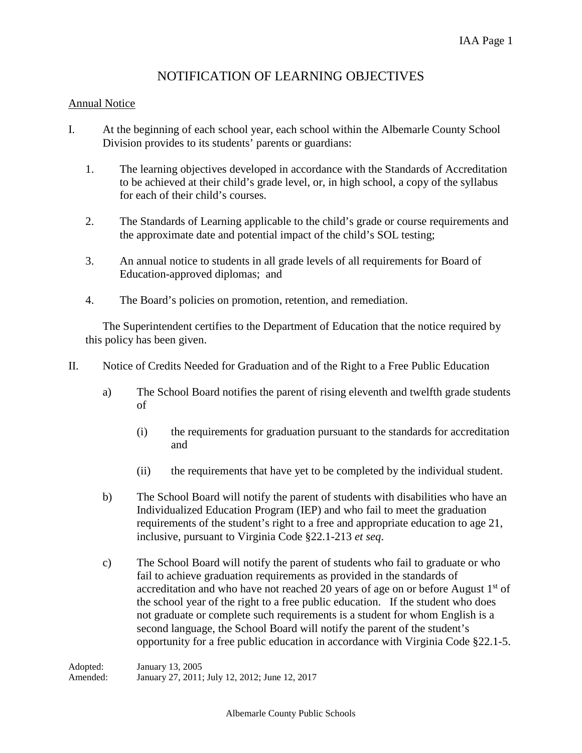# NOTIFICATION OF LEARNING OBJECTIVES

Annual Notice

I. At the beginning of each school year, each school within the Albemarle County School Division provides to its students' parents or guardians:

1. The learning objectives developed in accordance with the Standards of Accreditation to be achieved at their child's grade level, or, in high school, a copy of the syllabus for each of their child's courses.

2. The Standards of Learning applicable to the child's grade or course requirements and the approximate date and potential impact of the child's SOL testing;

3. An annual notice to students in all grade levels of all requirements for Board of Education-approved diplomas; and

4. The Board's policies on promotion, retention, and remediation.

The Superintendent certifies to the Department of Education that the notice required by this policy has been given.

II. Notice of Credits Needed for Graduation and of the Right to a Free Public Education

a) The School Board notifies the parent of rising eleventh and twelfth grade students of

(i) the requirements for graduation pursuant to the standards for accreditation and

(ii) the requirements that have yet to be completed by the individual student.

b) The School Board will notify the parent of students with disabilities who have an Individualized Education Program (IEP) and who fail to meet the graduation requirements of the student's right to a free and appropriate education to age 21, inclusive, pursuant to Virginia Code §22.1-213 *et seq*.

c) The School Board will notify the parent of students who fail to graduate or who fail to achieve graduation requirements as provided in the standards of accreditation and who have not reached 20 years of age on or before August 1st of the school year of the right to a free public education. If the student who does not graduate or complete such requirements is a student for whom English is a second language, the School Board will notify the parent of the student's opportunity for a free public education in accordance with Virginia Code §22.1-5.

Adopted: January 13, 2005
Amended: January 27, 2011; July 12, 2012; June 12, 2017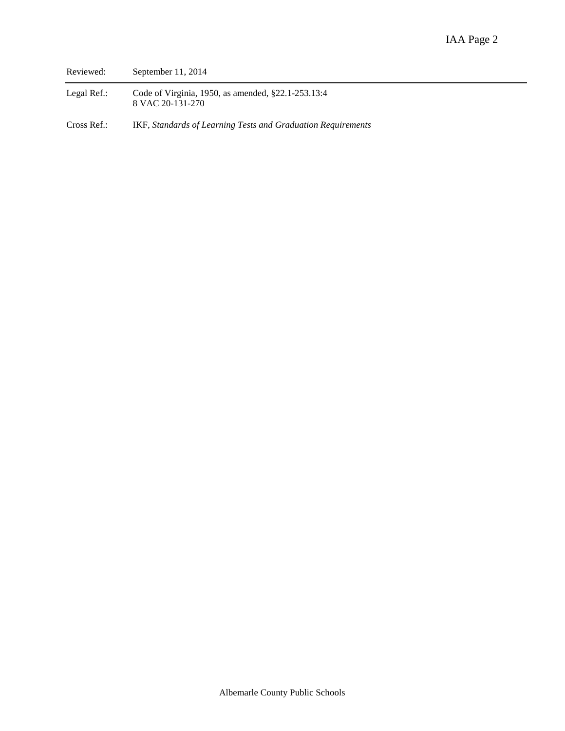Reviewed: September 11, 2014

---

Legal Ref.: Code of Virginia, 1950, as amended, §22.1-253.13:4
8 VAC 20-131-270

Cross Ref.: IKF, *Standards of Learning Tests and Graduation Requirements*